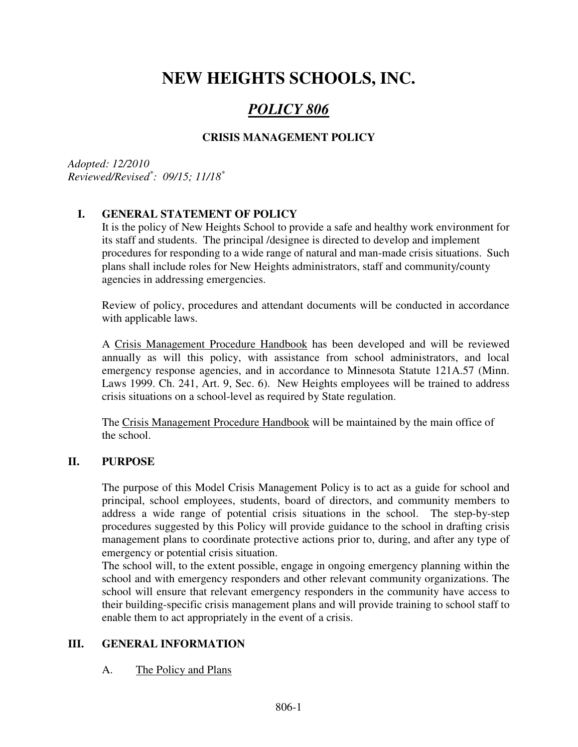# NEW HEIGHTS SCHOOLS, INC.

## *POLICY 806*

### CRISIS MANAGEMENT POLICY

*Adopted: 12/2010*
*Reviewed/Revised*[*]*: 09/15; 11/18*[*]

## I. GENERAL STATEMENT OF POLICY

It is the policy of New Heights School to provide a safe and healthy work environment for its staff and students. The principal /designee is directed to develop and implement procedures for responding to a wide range of natural and man-made crisis situations. Such plans shall include roles for New Heights administrators, staff and community/county agencies in addressing emergencies.

Review of policy, procedures and attendant documents will be conducted in accordance with applicable laws.

A Crisis Management Procedure Handbook has been developed and will be reviewed annually as will this policy, with assistance from school administrators, and local emergency response agencies, and in accordance to Minnesota Statute 121A.57 (Minn. Laws 1999. Ch. 241, Art. 9, Sec. 6). New Heights employees will be trained to address crisis situations on a school-level as required by State regulation.

The Crisis Management Procedure Handbook will be maintained by the main office of the school.

## II. PURPOSE

The purpose of this Model Crisis Management Policy is to act as a guide for school and principal, school employees, students, board of directors, and community members to address a wide range of potential crisis situations in the school. The step-by-step procedures suggested by this Policy will provide guidance to the school in drafting crisis management plans to coordinate protective actions prior to, during, and after any type of emergency or potential crisis situation.

The school will, to the extent possible, engage in ongoing emergency planning within the school and with emergency responders and other relevant community organizations. The school will ensure that relevant emergency responders in the community have access to their building-specific crisis management plans and will provide training to school staff to enable them to act appropriately in the event of a crisis.

## III. GENERAL INFORMATION

A. The Policy and Plans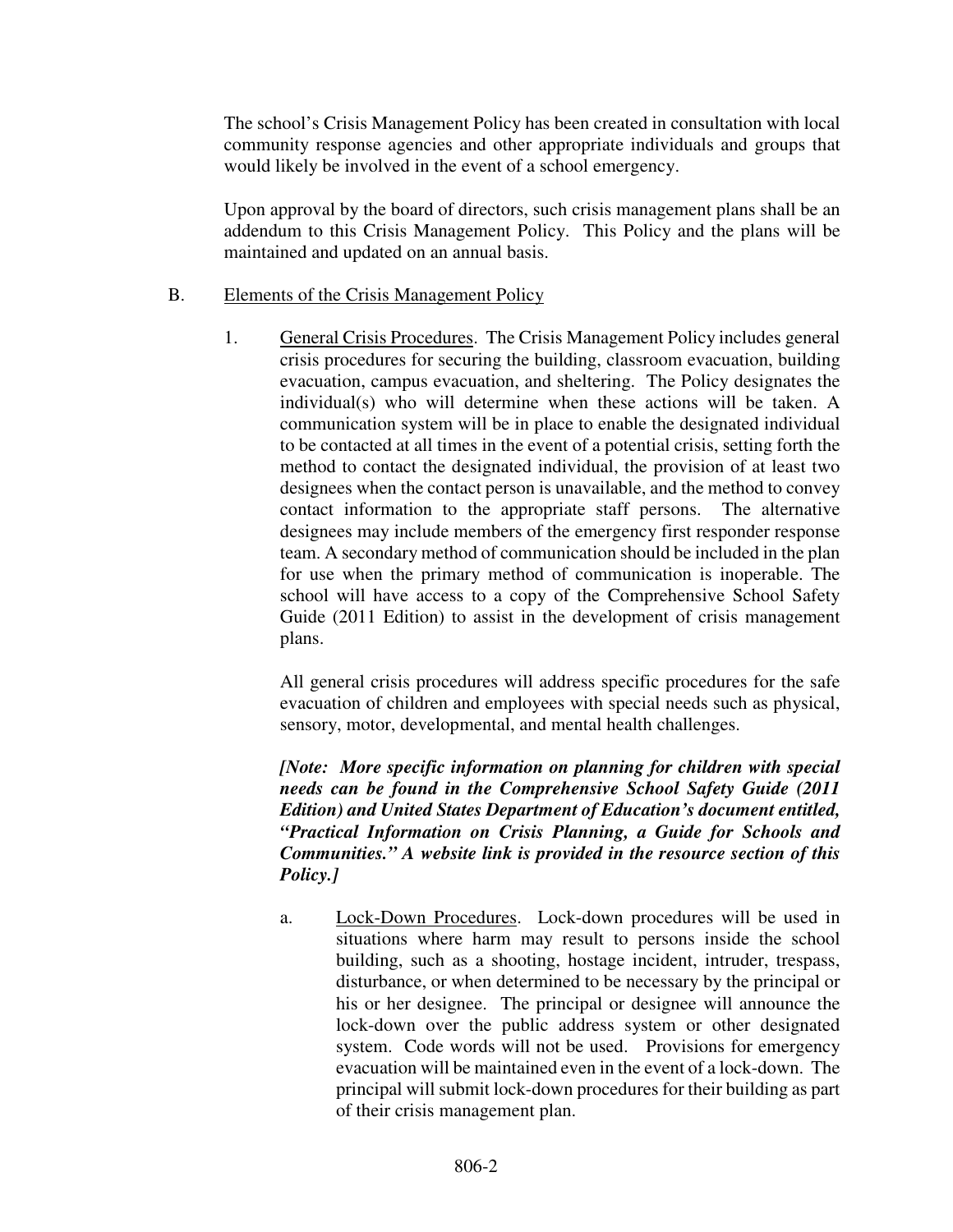The school's Crisis Management Policy has been created in consultation with local community response agencies and other appropriate individuals and groups that would likely be involved in the event of a school emergency.

Upon approval by the board of directors, such crisis management plans shall be an addendum to this Crisis Management Policy. This Policy and the plans will be maintained and updated on an annual basis.

B. Elements of the Crisis Management Policy

1. General Crisis Procedures. The Crisis Management Policy includes general crisis procedures for securing the building, classroom evacuation, building evacuation, campus evacuation, and sheltering. The Policy designates the individual(s) who will determine when these actions will be taken. A communication system will be in place to enable the designated individual to be contacted at all times in the event of a potential crisis, setting forth the method to contact the designated individual, the provision of at least two designees when the contact person is unavailable, and the method to convey contact information to the appropriate staff persons. The alternative designees may include members of the emergency first responder response team. A secondary method of communication should be included in the plan for use when the primary method of communication is inoperable. The school will have access to a copy of the Comprehensive School Safety Guide (2011 Edition) to assist in the development of crisis management plans.

   All general crisis procedures will address specific procedures for the safe evacuation of children and employees with special needs such as physical, sensory, motor, developmental, and mental health challenges.

   ***[Note: More specific information on planning for children with special needs can be found in the Comprehensive School Safety Guide (2011 Edition) and United States Department of Education's document entitled, "Practical Information on Crisis Planning, a Guide for Schools and Communities." A website link is provided in the resource section of this Policy.]***

   a. Lock-Down Procedures. Lock-down procedures will be used in situations where harm may result to persons inside the school building, such as a shooting, hostage incident, intruder, trespass, disturbance, or when determined to be necessary by the principal or his or her designee. The principal or designee will announce the lock-down over the public address system or other designated system. Code words will not be used. Provisions for emergency evacuation will be maintained even in the event of a lock-down. The principal will submit lock-down procedures for their building as part of their crisis management plan.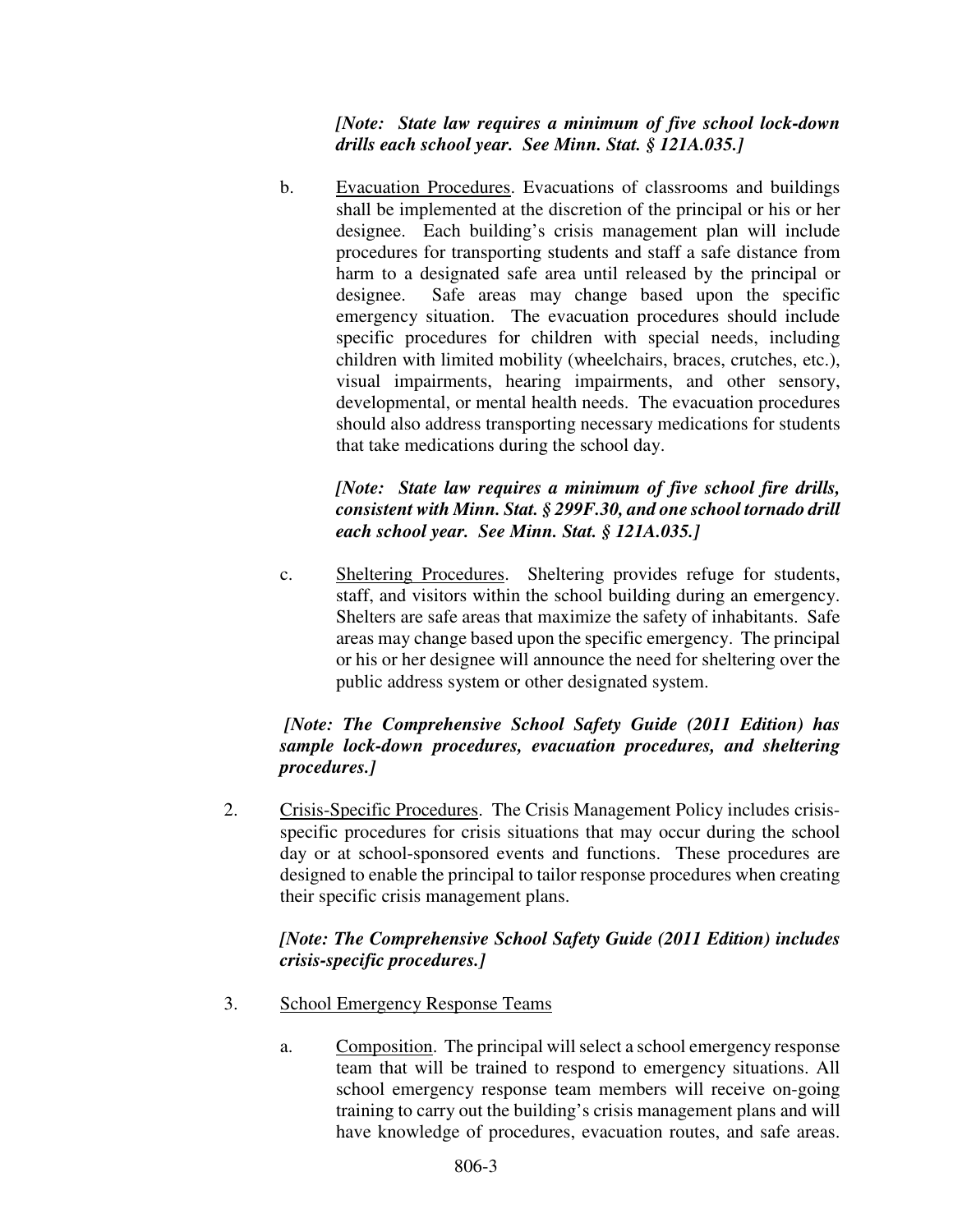***[Note: State law requires a minimum of five school lock-down drills each school year. See Minn. Stat. § 121A.035.]***

b. <u>Evacuation Procedures</u>. Evacuations of classrooms and buildings shall be implemented at the discretion of the principal or his or her designee. Each building's crisis management plan will include procedures for transporting students and staff a safe distance from harm to a designated safe area until released by the principal or designee. Safe areas may change based upon the specific emergency situation. The evacuation procedures should include specific procedures for children with special needs, including children with limited mobility (wheelchairs, braces, crutches, etc.), visual impairments, hearing impairments, and other sensory, developmental, or mental health needs. The evacuation procedures should also address transporting necessary medications for students that take medications during the school day.

***[Note: State law requires a minimum of five school fire drills, consistent with Minn. Stat. § 299F.30, and one school tornado drill each school year. See Minn. Stat. § 121A.035.]***

c. <u>Sheltering Procedures</u>. Sheltering provides refuge for students, staff, and visitors within the school building during an emergency. Shelters are safe areas that maximize the safety of inhabitants. Safe areas may change based upon the specific emergency. The principal or his or her designee will announce the need for sheltering over the public address system or other designated system.

***[Note: The Comprehensive School Safety Guide (2011 Edition) has sample lock-down procedures, evacuation procedures, and sheltering procedures.]***

2. <u>Crisis-Specific Procedures</u>. The Crisis Management Policy includes crisis-specific procedures for crisis situations that may occur during the school day or at school-sponsored events and functions. These procedures are designed to enable the principal to tailor response procedures when creating their specific crisis management plans.

***[Note: The Comprehensive School Safety Guide (2011 Edition) includes crisis-specific procedures.]***

3. <u>School Emergency Response Teams</u>

a. <u>Composition</u>. The principal will select a school emergency response team that will be trained to respond to emergency situations. All school emergency response team members will receive on-going training to carry out the building's crisis management plans and will have knowledge of procedures, evacuation routes, and safe areas.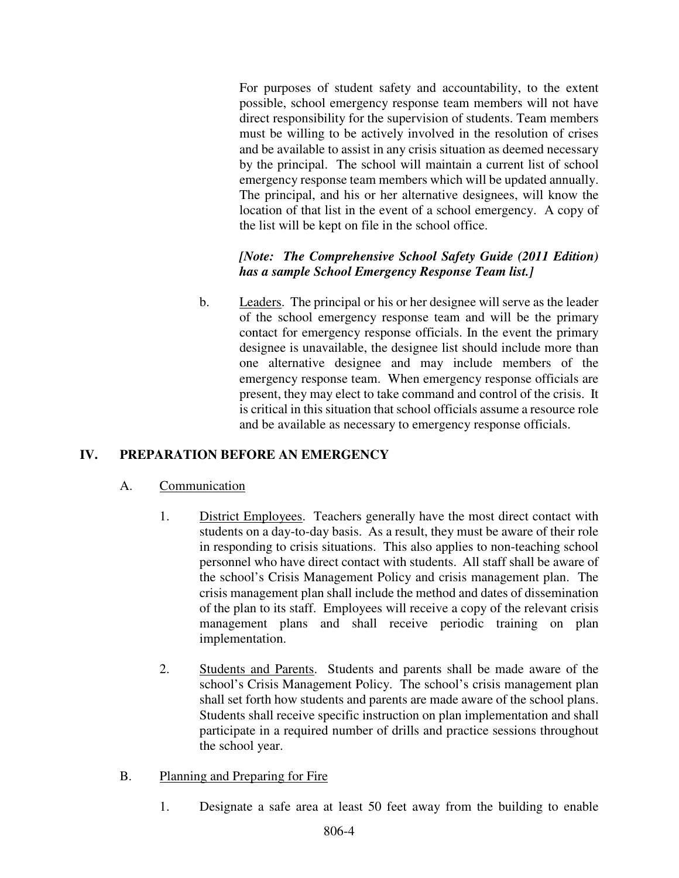For purposes of student safety and accountability, to the extent possible, school emergency response team members will not have direct responsibility for the supervision of students. Team members must be willing to be actively involved in the resolution of crises and be available to assist in any crisis situation as deemed necessary by the principal. The school will maintain a current list of school emergency response team members which will be updated annually. The principal, and his or her alternative designees, will know the location of that list in the event of a school emergency. A copy of the list will be kept on file in the school office.

***[Note: The Comprehensive School Safety Guide (2011 Edition) has a sample School Emergency Response Team list.]***

b. Leaders. The principal or his or her designee will serve as the leader of the school emergency response team and will be the primary contact for emergency response officials. In the event the primary designee is unavailable, the designee list should include more than one alternative designee and may include members of the emergency response team. When emergency response officials are present, they may elect to take command and control of the crisis. It is critical in this situation that school officials assume a resource role and be available as necessary to emergency response officials.

## IV. PREPARATION BEFORE AN EMERGENCY

### A. Communication

1. District Employees. Teachers generally have the most direct contact with students on a day-to-day basis. As a result, they must be aware of their role in responding to crisis situations. This also applies to non-teaching school personnel who have direct contact with students. All staff shall be aware of the school's Crisis Management Policy and crisis management plan. The crisis management plan shall include the method and dates of dissemination of the plan to its staff. Employees will receive a copy of the relevant crisis management plans and shall receive periodic training on plan implementation.

2. Students and Parents. Students and parents shall be made aware of the school's Crisis Management Policy. The school's crisis management plan shall set forth how students and parents are made aware of the school plans. Students shall receive specific instruction on plan implementation and shall participate in a required number of drills and practice sessions throughout the school year.

### B. Planning and Preparing for Fire

1. Designate a safe area at least 50 feet away from the building to enable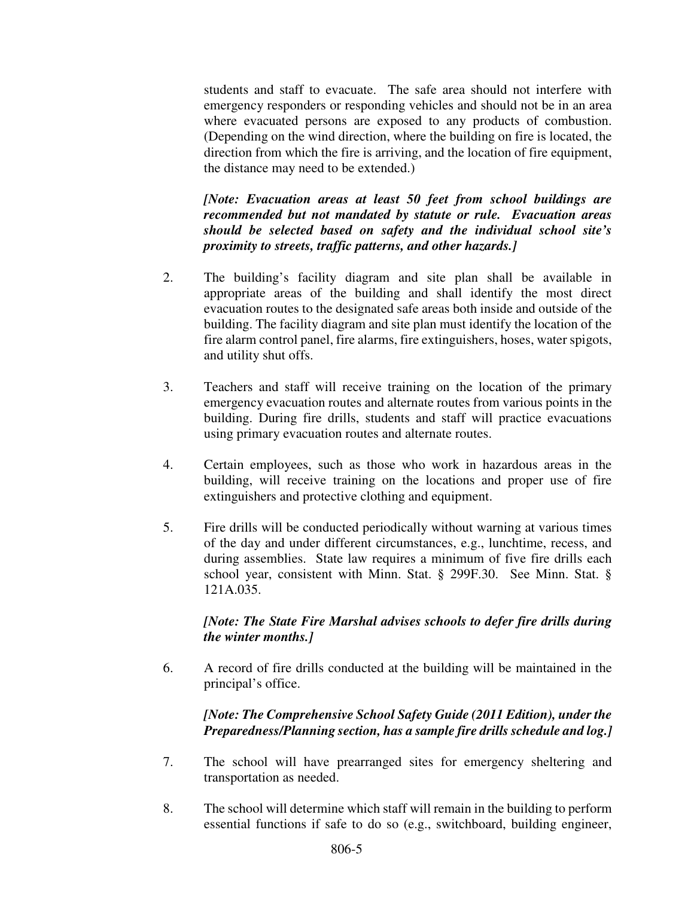students and staff to evacuate. The safe area should not interfere with emergency responders or responding vehicles and should not be in an area where evacuated persons are exposed to any products of combustion. (Depending on the wind direction, where the building on fire is located, the direction from which the fire is arriving, and the location of fire equipment, the distance may need to be extended.)

***[Note: Evacuation areas at least 50 feet from school buildings are recommended but not mandated by statute or rule. Evacuation areas should be selected based on safety and the individual school site's proximity to streets, traffic patterns, and other hazards.]***

2. The building's facility diagram and site plan shall be available in appropriate areas of the building and shall identify the most direct evacuation routes to the designated safe areas both inside and outside of the building. The facility diagram and site plan must identify the location of the fire alarm control panel, fire alarms, fire extinguishers, hoses, water spigots, and utility shut offs.

3. Teachers and staff will receive training on the location of the primary emergency evacuation routes and alternate routes from various points in the building. During fire drills, students and staff will practice evacuations using primary evacuation routes and alternate routes.

4. Certain employees, such as those who work in hazardous areas in the building, will receive training on the locations and proper use of fire extinguishers and protective clothing and equipment.

5. Fire drills will be conducted periodically without warning at various times of the day and under different circumstances, e.g., lunchtime, recess, and during assemblies. State law requires a minimum of five fire drills each school year, consistent with Minn. Stat. § 299F.30. See Minn. Stat. § 121A.035.

   ***[Note: The State Fire Marshal advises schools to defer fire drills during the winter months.]***

6. A record of fire drills conducted at the building will be maintained in the principal's office.

   ***[Note: The Comprehensive School Safety Guide (2011 Edition), under the Preparedness/Planning section, has a sample fire drills schedule and log.]***

7. The school will have prearranged sites for emergency sheltering and transportation as needed.

8. The school will determine which staff will remain in the building to perform essential functions if safe to do so (e.g., switchboard, building engineer,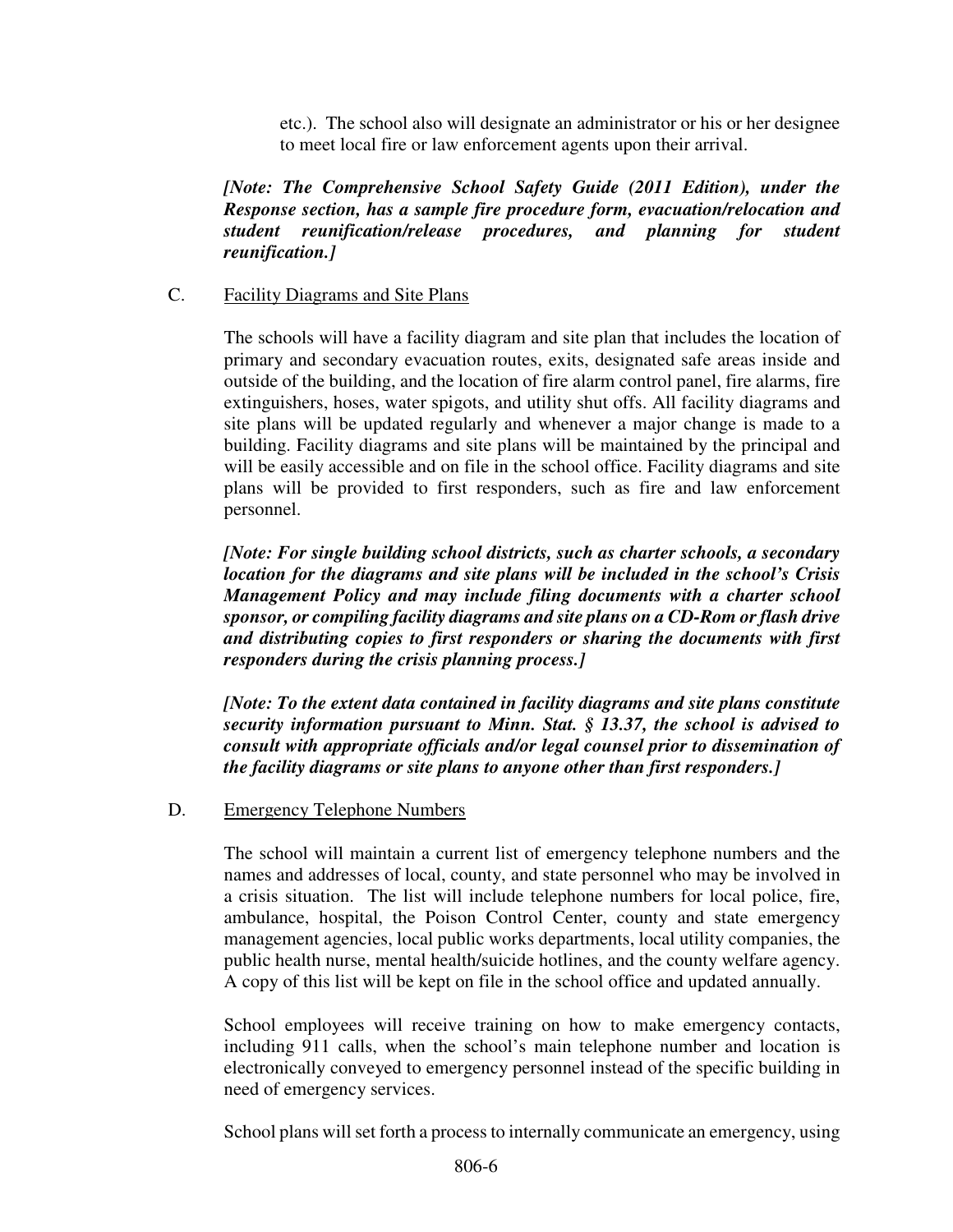etc.). The school also will designate an administrator or his or her designee to meet local fire or law enforcement agents upon their arrival.

***[Note: The Comprehensive School Safety Guide (2011 Edition), under the Response section, has a sample fire procedure form, evacuation/relocation and student reunification/release procedures, and planning for student reunification.]***

C. Facility Diagrams and Site Plans

The schools will have a facility diagram and site plan that includes the location of primary and secondary evacuation routes, exits, designated safe areas inside and outside of the building, and the location of fire alarm control panel, fire alarms, fire extinguishers, hoses, water spigots, and utility shut offs. All facility diagrams and site plans will be updated regularly and whenever a major change is made to a building. Facility diagrams and site plans will be maintained by the principal and will be easily accessible and on file in the school office. Facility diagrams and site plans will be provided to first responders, such as fire and law enforcement personnel.

***[Note: For single building school districts, such as charter schools, a secondary location for the diagrams and site plans will be included in the school's Crisis Management Policy and may include filing documents with a charter school sponsor, or compiling facility diagrams and site plans on a CD-Rom or flash drive and distributing copies to first responders or sharing the documents with first responders during the crisis planning process.]***

***[Note: To the extent data contained in facility diagrams and site plans constitute security information pursuant to Minn. Stat. § 13.37, the school is advised to consult with appropriate officials and/or legal counsel prior to dissemination of the facility diagrams or site plans to anyone other than first responders.]***

D. Emergency Telephone Numbers

The school will maintain a current list of emergency telephone numbers and the names and addresses of local, county, and state personnel who may be involved in a crisis situation. The list will include telephone numbers for local police, fire, ambulance, hospital, the Poison Control Center, county and state emergency management agencies, local public works departments, local utility companies, the public health nurse, mental health/suicide hotlines, and the county welfare agency. A copy of this list will be kept on file in the school office and updated annually.

School employees will receive training on how to make emergency contacts, including 911 calls, when the school's main telephone number and location is electronically conveyed to emergency personnel instead of the specific building in need of emergency services.

School plans will set forth a process to internally communicate an emergency, using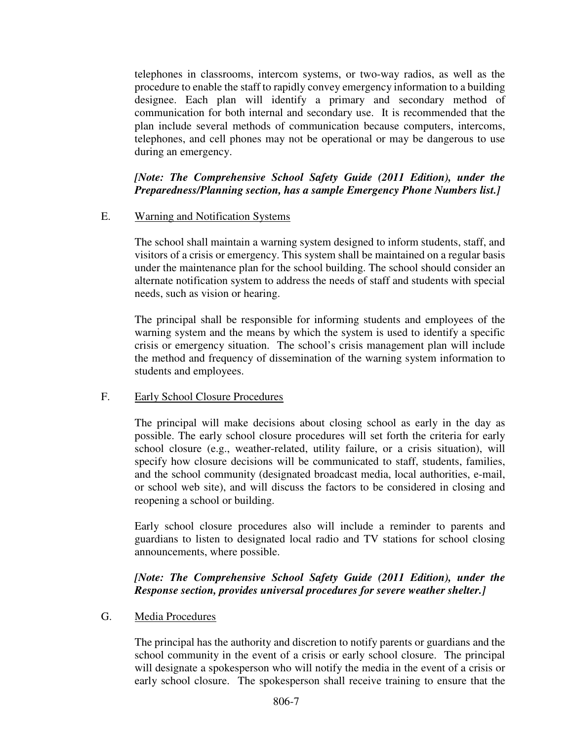telephones in classrooms, intercom systems, or two-way radios, as well as the procedure to enable the staff to rapidly convey emergency information to a building designee. Each plan will identify a primary and secondary method of communication for both internal and secondary use. It is recommended that the plan include several methods of communication because computers, intercoms, telephones, and cell phones may not be operational or may be dangerous to use during an emergency.

***[Note: The Comprehensive School Safety Guide (2011 Edition), under the Preparedness/Planning section, has a sample Emergency Phone Numbers list.]***

E. Warning and Notification Systems

The school shall maintain a warning system designed to inform students, staff, and visitors of a crisis or emergency. This system shall be maintained on a regular basis under the maintenance plan for the school building. The school should consider an alternate notification system to address the needs of staff and students with special needs, such as vision or hearing.

The principal shall be responsible for informing students and employees of the warning system and the means by which the system is used to identify a specific crisis or emergency situation. The school's crisis management plan will include the method and frequency of dissemination of the warning system information to students and employees.

F. Early School Closure Procedures

The principal will make decisions about closing school as early in the day as possible. The early school closure procedures will set forth the criteria for early school closure (e.g., weather-related, utility failure, or a crisis situation), will specify how closure decisions will be communicated to staff, students, families, and the school community (designated broadcast media, local authorities, e-mail, or school web site), and will discuss the factors to be considered in closing and reopening a school or building.

Early school closure procedures also will include a reminder to parents and guardians to listen to designated local radio and TV stations for school closing announcements, where possible.

***[Note: The Comprehensive School Safety Guide (2011 Edition), under the Response section, provides universal procedures for severe weather shelter.]***

G. Media Procedures

The principal has the authority and discretion to notify parents or guardians and the school community in the event of a crisis or early school closure. The principal will designate a spokesperson who will notify the media in the event of a crisis or early school closure. The spokesperson shall receive training to ensure that the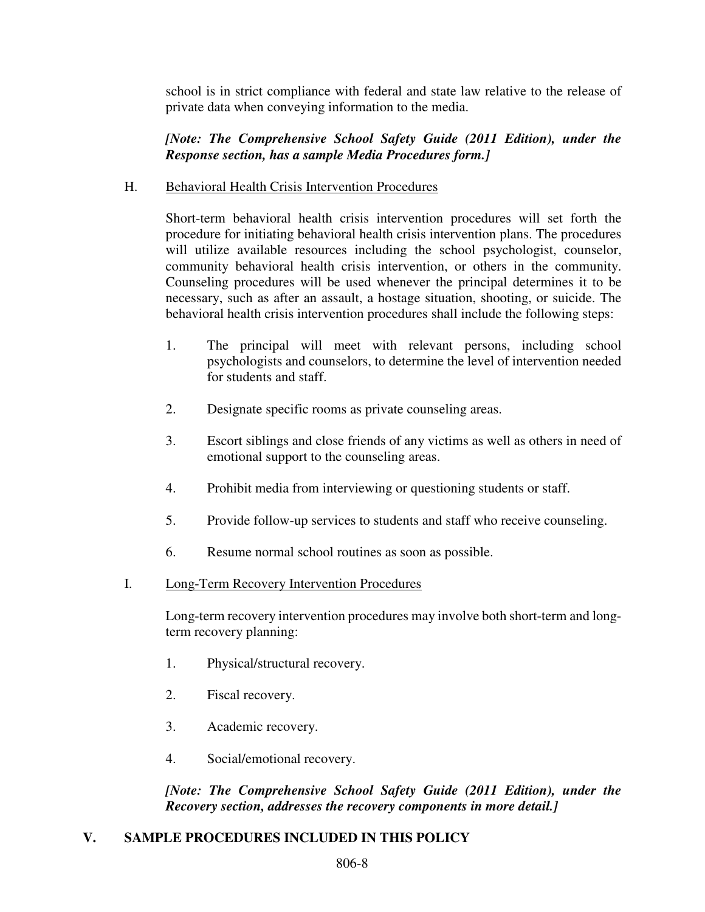school is in strict compliance with federal and state law relative to the release of private data when conveying information to the media.

***[Note: The Comprehensive School Safety Guide (2011 Edition), under the Response section, has a sample Media Procedures form.]***

H. <u>Behavioral Health Crisis Intervention Procedures</u>

Short-term behavioral health crisis intervention procedures will set forth the procedure for initiating behavioral health crisis intervention plans. The procedures will utilize available resources including the school psychologist, counselor, community behavioral health crisis intervention, or others in the community. Counseling procedures will be used whenever the principal determines it to be necessary, such as after an assault, a hostage situation, shooting, or suicide. The behavioral health crisis intervention procedures shall include the following steps:

1. The principal will meet with relevant persons, including school psychologists and counselors, to determine the level of intervention needed for students and staff.

2. Designate specific rooms as private counseling areas.

3. Escort siblings and close friends of any victims as well as others in need of emotional support to the counseling areas.

4. Prohibit media from interviewing or questioning students or staff.

5. Provide follow-up services to students and staff who receive counseling.

6. Resume normal school routines as soon as possible.

I. <u>Long-Term Recovery Intervention Procedures</u>

Long-term recovery intervention procedures may involve both short-term and long-term recovery planning:

1. Physical/structural recovery.

2. Fiscal recovery.

3. Academic recovery.

4. Social/emotional recovery.

***[Note: The Comprehensive School Safety Guide (2011 Edition), under the Recovery section, addresses the recovery components in more detail.]***

## V. SAMPLE PROCEDURES INCLUDED IN THIS POLICY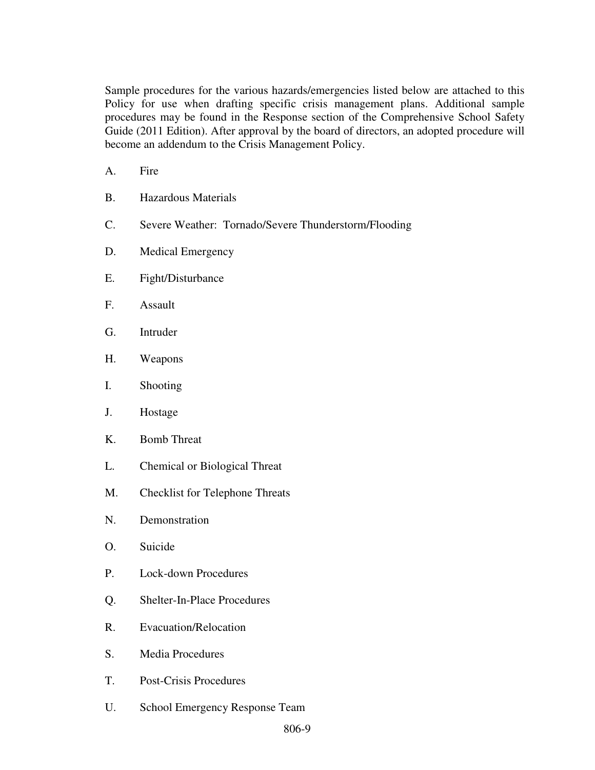Sample procedures for the various hazards/emergencies listed below are attached to this Policy for use when drafting specific crisis management plans. Additional sample procedures may be found in the Response section of the Comprehensive School Safety Guide (2011 Edition). After approval by the board of directors, an adopted procedure will become an addendum to the Crisis Management Policy.

A. Fire

B. Hazardous Materials

C. Severe Weather: Tornado/Severe Thunderstorm/Flooding

D. Medical Emergency

E. Fight/Disturbance

F. Assault

G. Intruder

H. Weapons

I. Shooting

J. Hostage

K. Bomb Threat

L. Chemical or Biological Threat

M. Checklist for Telephone Threats

N. Demonstration

O. Suicide

P. Lock-down Procedures

Q. Shelter-In-Place Procedures

R. Evacuation/Relocation

S. Media Procedures

T. Post-Crisis Procedures

U. School Emergency Response Team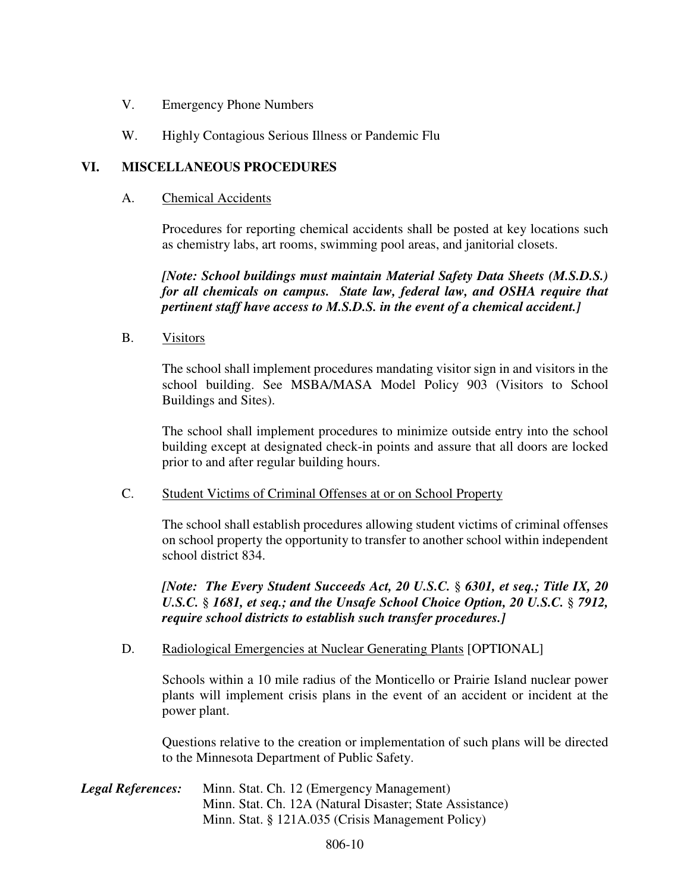V. Emergency Phone Numbers

W. Highly Contagious Serious Illness or Pandemic Flu

## VI. MISCELLANEOUS PROCEDURES

A. Chemical Accidents

Procedures for reporting chemical accidents shall be posted at key locations such as chemistry labs, art rooms, swimming pool areas, and janitorial closets.

***[Note: School buildings must maintain Material Safety Data Sheets (M.S.D.S.) for all chemicals on campus. State law, federal law, and OSHA require that pertinent staff have access to M.S.D.S. in the event of a chemical accident.]***

B. Visitors

The school shall implement procedures mandating visitor sign in and visitors in the school building. See MSBA/MASA Model Policy 903 (Visitors to School Buildings and Sites).

The school shall implement procedures to minimize outside entry into the school building except at designated check-in points and assure that all doors are locked prior to and after regular building hours.

C. Student Victims of Criminal Offenses at or on School Property

The school shall establish procedures allowing student victims of criminal offenses on school property the opportunity to transfer to another school within independent school district 834.

***[Note: The Every Student Succeeds Act, 20 U.S.C. § 6301, et seq.; Title IX, 20 U.S.C. § 1681, et seq.; and the Unsafe School Choice Option, 20 U.S.C. § 7912, require school districts to establish such transfer procedures.]***

D. Radiological Emergencies at Nuclear Generating Plants [OPTIONAL]

Schools within a 10 mile radius of the Monticello or Prairie Island nuclear power plants will implement crisis plans in the event of an accident or incident at the power plant.

Questions relative to the creation or implementation of such plans will be directed to the Minnesota Department of Public Safety.

***Legal References:*** Minn. Stat. Ch. 12 (Emergency Management)
Minn. Stat. Ch. 12A (Natural Disaster; State Assistance)
Minn. Stat. § 121A.035 (Crisis Management Policy)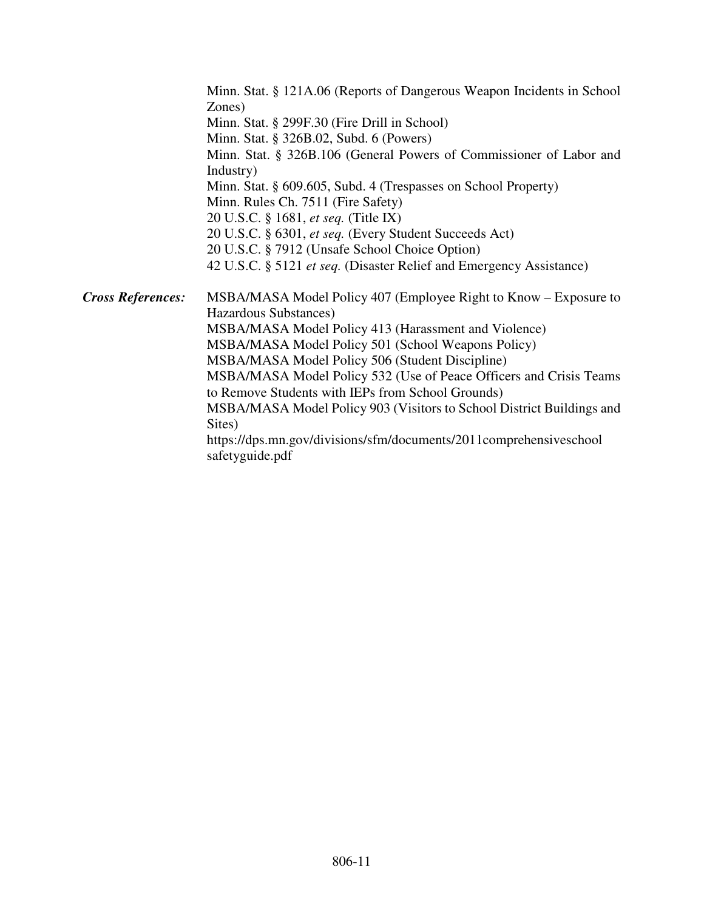Minn. Stat. § 121A.06 (Reports of Dangerous Weapon Incidents in School Zones)
Minn. Stat. § 299F.30 (Fire Drill in School)
Minn. Stat. § 326B.02, Subd. 6 (Powers)
Minn. Stat. § 326B.106 (General Powers of Commissioner of Labor and Industry)
Minn. Stat. § 609.605, Subd. 4 (Trespasses on School Property)
Minn. Rules Ch. 7511 (Fire Safety)
20 U.S.C. § 1681, *et seq.* (Title IX)
20 U.S.C. § 6301, *et seq.* (Every Student Succeeds Act)
20 U.S.C. § 7912 (Unsafe School Choice Option)
42 U.S.C. § 5121 *et seq.* (Disaster Relief and Emergency Assistance)

***Cross References:***
MSBA/MASA Model Policy 407 (Employee Right to Know – Exposure to Hazardous Substances)
MSBA/MASA Model Policy 413 (Harassment and Violence)
MSBA/MASA Model Policy 501 (School Weapons Policy)
MSBA/MASA Model Policy 506 (Student Discipline)
MSBA/MASA Model Policy 532 (Use of Peace Officers and Crisis Teams to Remove Students with IEPs from School Grounds)
MSBA/MASA Model Policy 903 (Visitors to School District Buildings and Sites)
https://dps.mn.gov/divisions/sfm/documents/2011comprehensiveschoolsafetyguide.pdf